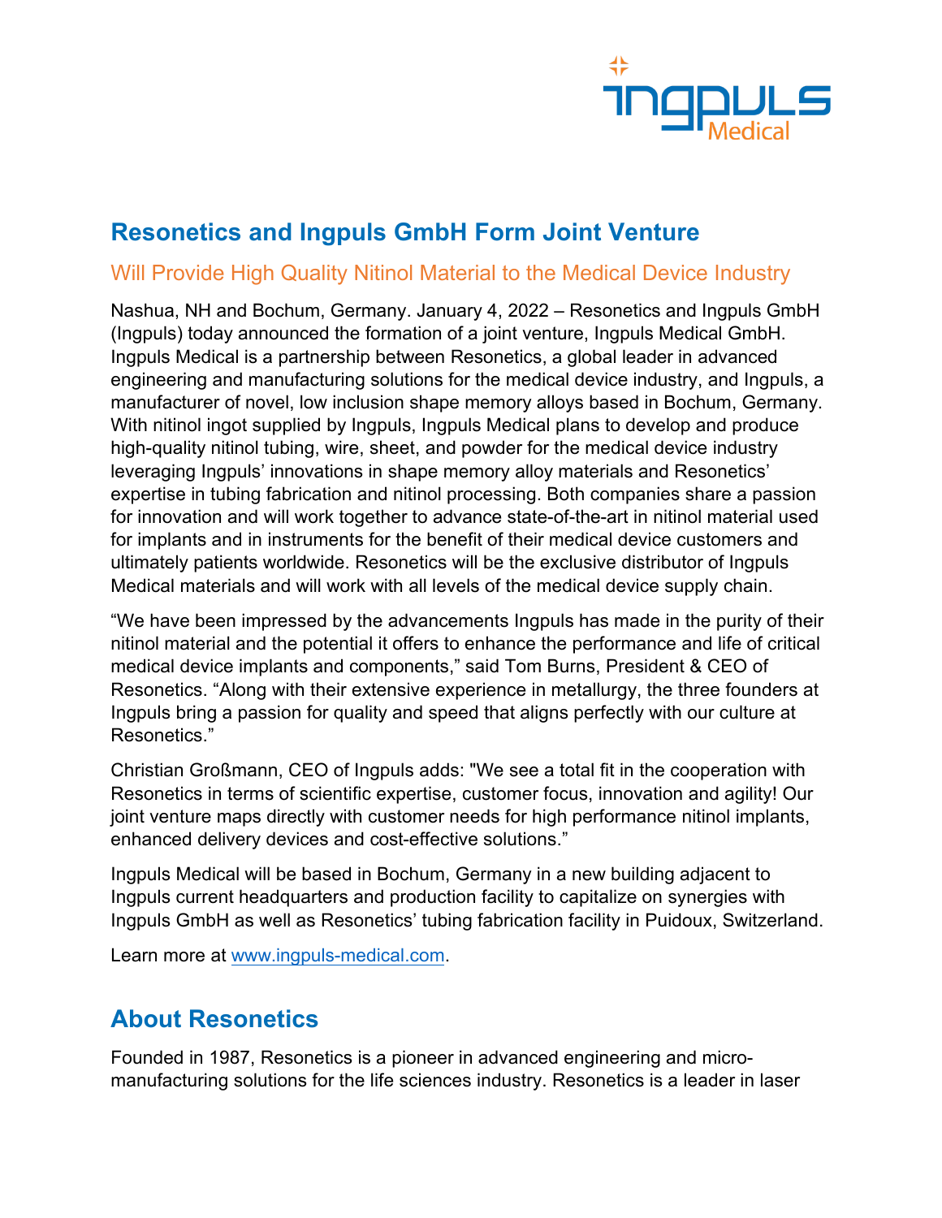# Resonetics and Ingpuls GmbH Form Joint Venture

## Will Provide High Quality Nitinol Material to the Medical Device Industry

Nashua, NH and Bochum, Germany. January 4, 2022 – Resonetics and Ingpuls GmbH (Ingpuls) today announced the formation of a joint venture, Ingpuls Medical GmbH. Ingpuls Medical is a partnership between Resonetics, a global leader in advanced engineering and manufacturing solutions for the medical device industry, and Ingpuls, a manufacturer of novel, low inclusion shape memory alloys based in Bochum, Germany. With nitinol ingot supplied by Ingpuls, Ingpuls Medical plans to develop and produce high-quality nitinol tubing, wire, sheet, and powder for the medical device industry leveraging Ingpuls' innovations in shape memory alloy materials and Resonetics' expertise in tubing fabrication and nitinol processing. Both companies share a passion for innovation and will work together to advance state-of-the-art in nitinol material used for implants and in instruments for the benefit of their medical device customers and ultimately patients worldwide. Resonetics will be the exclusive distributor of Ingpuls Medical materials and will work with all levels of the medical device supply chain.

"We have been impressed by the advancements Ingpuls has made in the purity of their nitinol material and the potential it offers to enhance the performance and life of critical medical device implants and components," said Tom Burns, President & CEO of Resonetics. "Along with their extensive experience in metallurgy, the three founders at Ingpuls bring a passion for quality and speed that aligns perfectly with our culture at Resonetics."

Christian Großmann, CEO of Ingpuls adds: "We see a total fit in the cooperation with Resonetics in terms of scientific expertise, customer focus, innovation and agility! Our joint venture maps directly with customer needs for high performance nitinol implants, enhanced delivery devices and cost-effective solutions."

Ingpuls Medical will be based in Bochum, Germany in a new building adjacent to Ingpuls current headquarters and production facility to capitalize on synergies with Ingpuls GmbH as well as Resonetics' tubing fabrication facility in Puidoux, Switzerland.

Learn more at www.ingpuls-medical.com.

## About Resonetics

Founded in 1987, Resonetics is a pioneer in advanced engineering and micro-manufacturing solutions for the life sciences industry. Resonetics is a leader in laser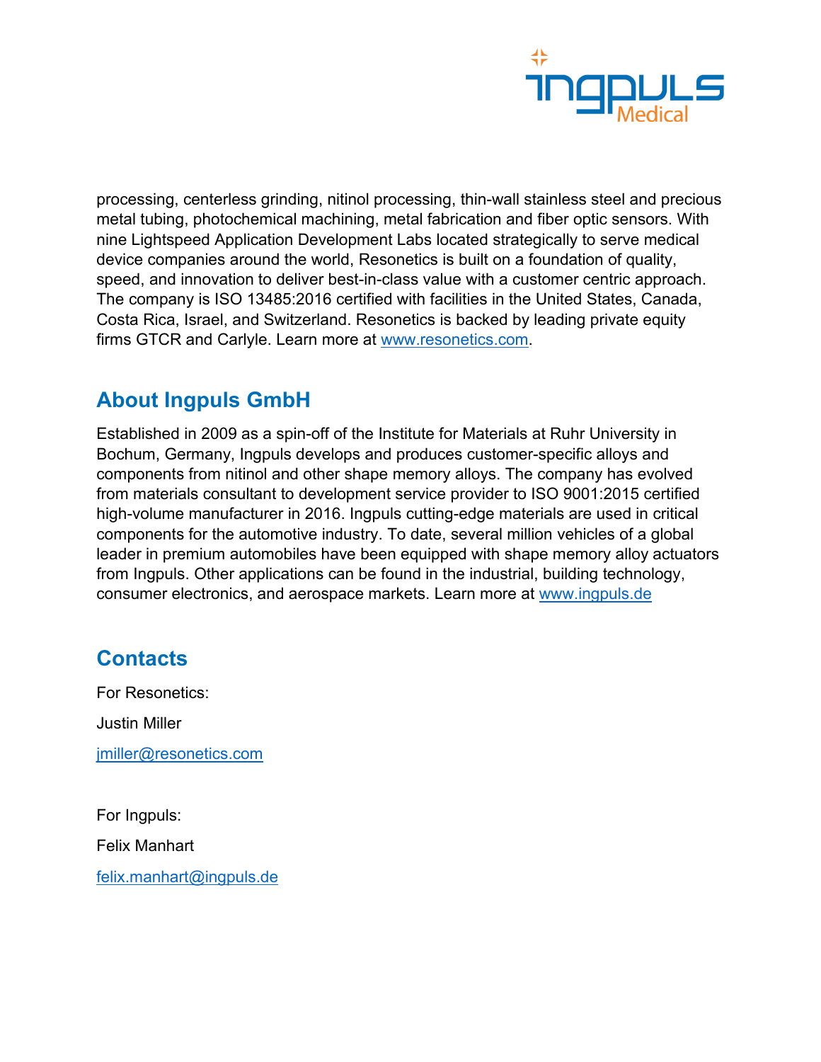processing, centerless grinding, nitinol processing, thin-wall stainless steel and precious metal tubing, photochemical machining, metal fabrication and fiber optic sensors. With nine Lightspeed Application Development Labs located strategically to serve medical device companies around the world, Resonetics is built on a foundation of quality, speed, and innovation to deliver best-in-class value with a customer centric approach. The company is ISO 13485:2016 certified with facilities in the United States, Canada, Costa Rica, Israel, and Switzerland. Resonetics is backed by leading private equity firms GTCR and Carlyle. Learn more at [www.resonetics.com](http://www.resonetics.com).

## About Ingpuls GmbH

Established in 2009 as a spin-off of the Institute for Materials at Ruhr University in Bochum, Germany, Ingpuls develops and produces customer-specific alloys and components from nitinol and other shape memory alloys. The company has evolved from materials consultant to development service provider to ISO 9001:2015 certified high-volume manufacturer in 2016. Ingpuls cutting-edge materials are used in critical components for the automotive industry. To date, several million vehicles of a global leader in premium automobiles have been equipped with shape memory alloy actuators from Ingpuls. Other applications can be found in the industrial, building technology, consumer electronics, and aerospace markets. Learn more at [www.ingpuls.de](http://www.ingpuls.de)

## Contacts

For Resonetics:

Justin Miller

[jmiller@resonetics.com](mailto:jmiller@resonetics.com)

For Ingpuls:

Felix Manhart

[felix.manhart@ingpuls.de](mailto:felix.manhart@ingpuls.de)